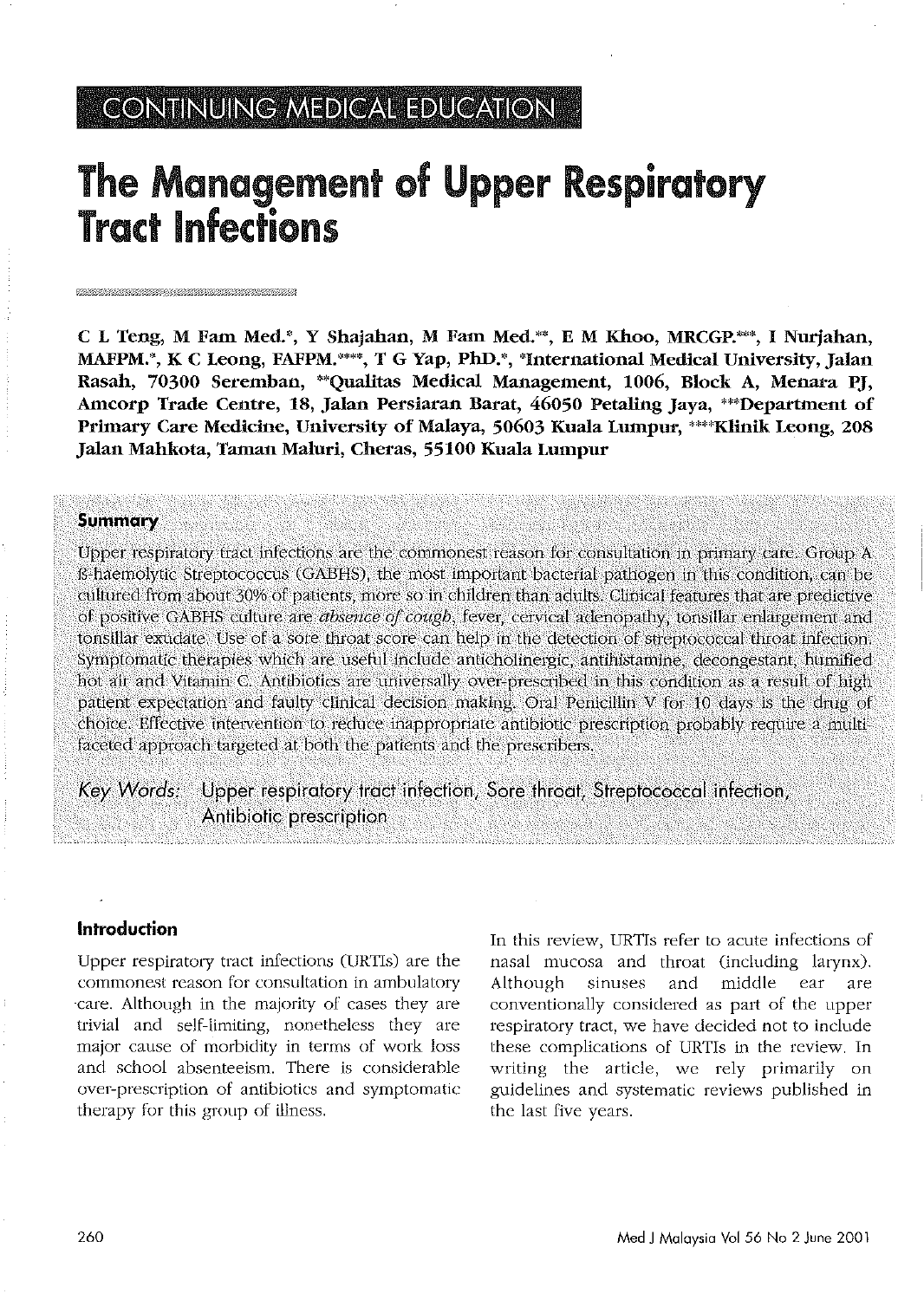CONTINUING MEDICAL EDUCATION

# The Management of Upper Respiratory Tract Infections

**C L Teng, M Fam Med.\*, Y Shajahan, M Fam Med.\*\*, E M Khoo, MRCGP.\*\*\*, I Nurjahan, MAFPM.\*, K C Leong, FAFPM.\*\*\*\*, T G Yap, PhD.\*, \*International Medical University, Jalan Rasah, 70300 Seremban, \*\*Qualitas Medical Management, 1006, Block A, Menara PJ, Amcorp Trade Centre, 18, Jalan Persiaran Barat, 46050 Petaling Jaya, \*\*\*Department of Primary Care Medicine, University of Malaya, 50603 Kuala Lumpur, \*\*\*\*Klinik Leong, 208 Jalan Mahkota, Taman Maluri, Cheras, 55100 Kuala Lumpur**

## Summary

Upper respiratory tract infections are the commonest reason for consultation in primary care. Group A ß-haemolytic Streptococcus (GABHS), the most important bacterial pathogen in this condition, can be cultured from about 30% of patients, more so in children than adults. Clinical features that are predictive of positive GABHS culture are *absence of cough*, fever, cervical adenopathy, tonsillar enlargement and tonsillar exudate. Use of a sore throat score can help in the detection of streptococcal throat infection. Symptomatic therapies which are useful include anticholinergic, antihistamine, decongestant, humified hot air and Vitamin C. Antibiotics are universally over-prescribed in this condition as a result of high patient expectation and faulty clinical decision making. Oral Penicillin V for 10 days is the drug of choice. Effective intervention to reduce inappropriate antibiotic prescription probably require a multi-faceted approach targeted at both the patients and the prescribers.

*Key Words:* Upper respiratory tract infection, Sore throat, Streptococcal infection, Antibiotic prescription

## Introduction

Upper respiratory tract infections (URTIs) are the commonest reason for consultation in ambulatory care. Although in the majority of cases they are trivial and self-limiting, nonetheless they are major cause of morbidity in terms of work loss and school absenteeism. There is considerable over-prescription of antibiotics and symptomatic therapy for this group of illness.

In this review, URTIs refer to acute infections of nasal mucosa and throat (including larynx). Although sinuses and middle ear are conventionally considered as part of the upper respiratory tract, we have decided not to include these complications of URTIs in the review. In writing the article, we rely primarily on guidelines and systematic reviews published in the last five years.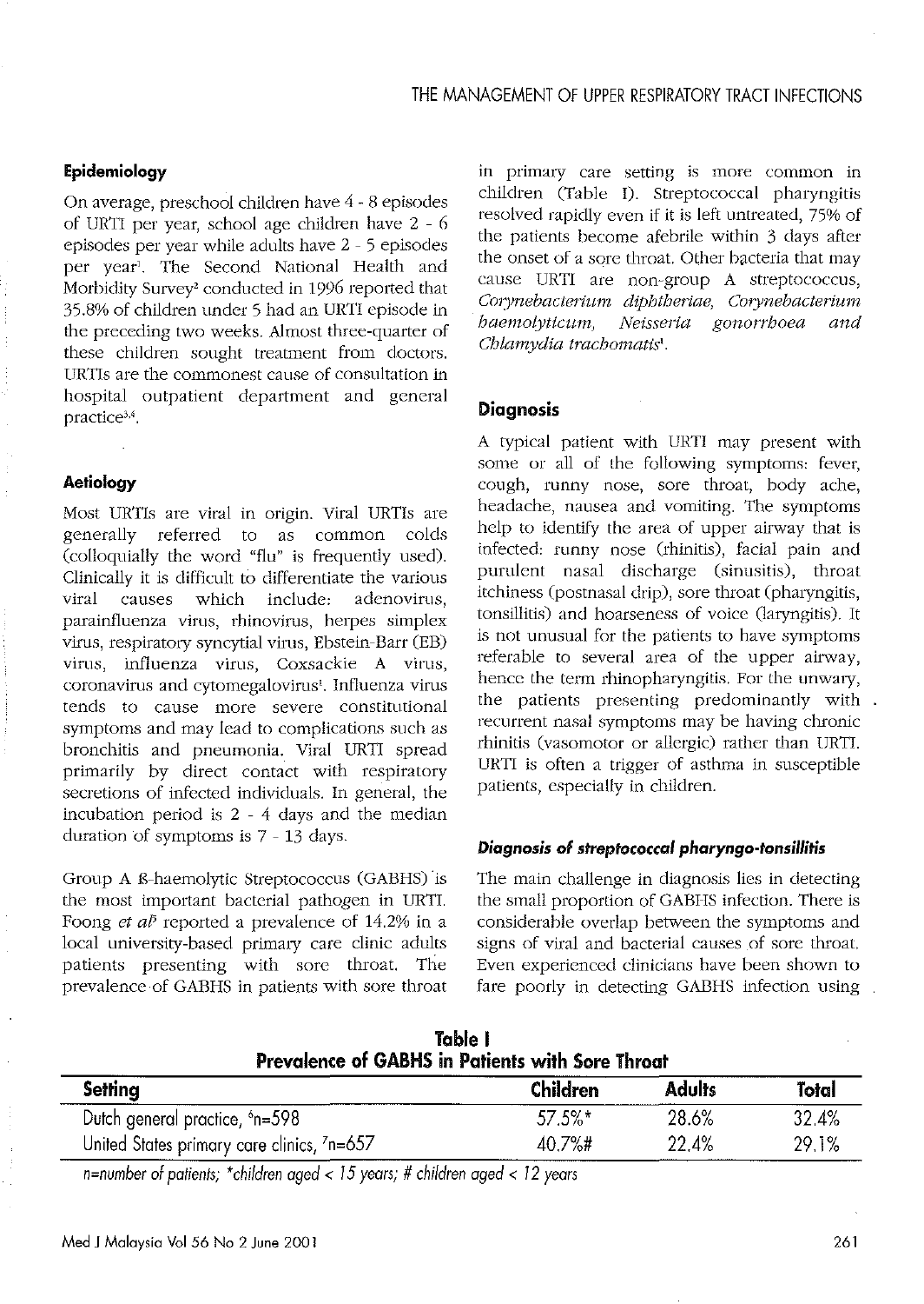## Epidemiology

On average, preschool children have 4 - 8 episodes of URTI per year, school age children have 2 - 6 episodes per year while adults have 2 - 5 episodes per year[1]. The Second National Health and Morbidity Survey[2] conducted in 1996 reported that 35.8% of children under 5 had an URTI episode in the preceding two weeks. Almost three-quarter of these children sought treatment from doctors. URTIs are the commonest cause of consultation in hospital outpatient department and general practice[3,4].

## Aetiology

Most URTIs are viral in origin. Viral URTIs are generally referred to as common colds (colloquially the word "flu" is frequently used). Clinically it is difficult to differentiate the various viral causes which include: adenovirus, parainfluenza virus, rhinovirus, herpes simplex virus, respiratory syncytial virus, Ebstein-Barr (EB) virus, influenza virus, Coxsackie A virus, coronavirus and cytomegalovirus[1]. Influenza virus tends to cause more severe constitutional symptoms and may lead to complications such as bronchitis and pneumonia. Viral URTI spread primarily by direct contact with respiratory secretions of infected individuals. In general, the incubation period is 2 - 4 days and the median duration of symptoms is 7 - 13 days.

Group A ß-haemolytic Streptococcus (GABHS) is the most important bacterial pathogen in URTI. Foong *et al*[5] reported a prevalence of 14.2% in a local university-based primary care clinic adults patients presenting with sore throat. The prevalence of GABHS in patients with sore throat in primary care setting is more common in children (Table I). Streptococcal pharyngitis resolved rapidly even if it is left untreated, 75% of the patients become afebrile within 3 days after the onset of a sore throat. Other bacteria that may cause URTI are non-group A streptococcus, *Corynebacterium diphtheriae, Corynebacterium haemolyticum, Neisseria gonorrhoea and Chlamydia trachomatis*[1].

## Diagnosis

A typical patient with URTI may present with some or all of the following symptoms: fever, cough, runny nose, sore throat, body ache, headache, nausea and vomiting. The symptoms help to identify the area of upper airway that is infected: runny nose (rhinitis), facial pain and purulent nasal discharge (sinusitis), throat itchiness (postnasal drip), sore throat (pharyngitis, tonsillitis) and hoarseness of voice (laryngitis). It is not unusual for the patients to have symptoms referable to several area of the upper airway, hence the term rhinopharyngitis. For the unwary, the patients presenting predominantly with recurrent nasal symptoms may be having chronic rhinitis (vasomotor or allergic) rather than URTI. URTI is often a trigger of asthma in susceptible patients, especially in children.

### Diagnosis of streptococcal pharyngo-tonsillitis

The main challenge in diagnosis lies in detecting the small proportion of GABHS infection. There is considerable overlap between the symptoms and signs of viral and bacterial causes of sore throat. Even experienced clinicians have been shown to fare poorly in detecting GABHS infection using

**Table I**
**Prevalence of GABHS in Patients with Sore Throat**

| Setting | Children | Adults | Total |
|---|---|---|---|
| Dutch general practice, [6]n=598 | 57.5%* | 28.6% | 32.4% |
| United States primary care clinics, [7]n=657 | 40.7%# | 22.4% | 29.1% |

*n=number of patients; \*children aged < 15 years; # children aged < 12 years*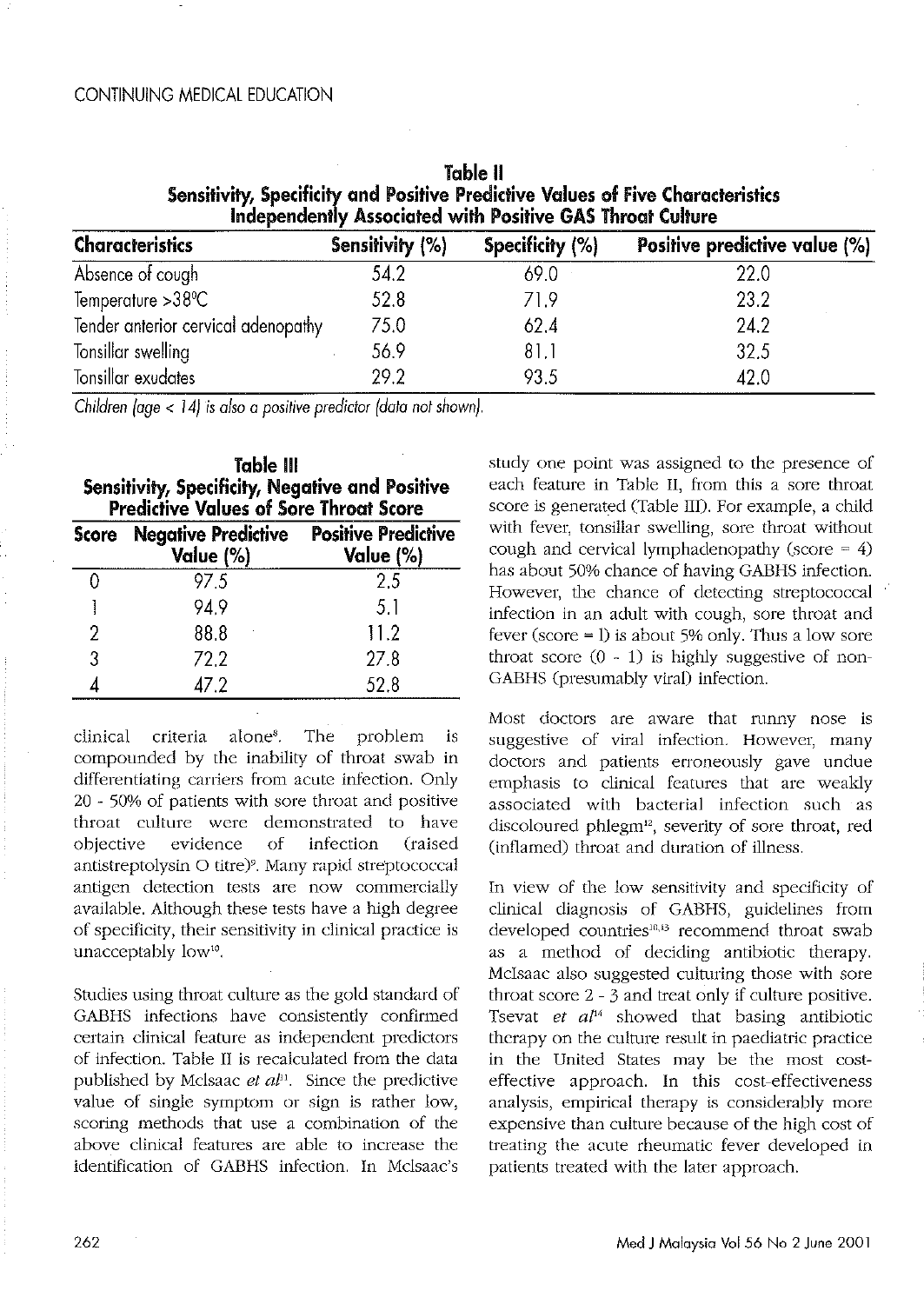**Table II**
**Sensitivity, Specificity and Positive Predictive Values of Five Characteristics Independently Associated with Positive GAS Throat Culture**

| Characteristics | Sensitivity (%) | Specificity (%) | Positive predictive value (%) |
|---|---|---|---|
| Absence of cough | 54.2 | 69.0 | 22.0 |
| Temperature >38°C | 52.8 | 71.9 | 23.2 |
| Tender anterior cervical adenopathy | 75.0 | 62.4 | 24.2 |
| Tonsillar swelling | 56.9 | 81.1 | 32.5 |
| Tonsillar exudates | 29.2 | 93.5 | 42.0 |

*Children (age < 14) is also a positive predictor (data not shown).*

**Table III**
**Sensitivity, Specificity, Negative and Positive Predictive Values of Sore Throat Score**

| Score | Negative Predictive Value (%) | Positive Predictive Value (%) |
|---|---|---|
| 0 | 97.5 | 2.5 |
| 1 | 94.9 | 5.1 |
| 2 | 88.8 | 11.2 |
| 3 | 72.2 | 27.8 |
| 4 | 47.2 | 52.8 |

clinical criteria alone[8]. The problem is compounded by the inability of throat swab in differentiating carriers from acute infection. Only 20 - 50% of patients with sore throat and positive throat culture were demonstrated to have objective evidence of infection (raised antistreptolysin O titre)[9]. Many rapid streptococcal antigen detection tests are now commercially available. Although these tests have a high degree of specificity, their sensitivity in clinical practice is unacceptably low[10].

Studies using throat culture as the gold standard of GABHS infections have consistently confirmed certain clinical feature as independent predictors of infection. Table II is recalculated from the data published by McIsaac *et al*[11]. Since the predictive value of single symptom or sign is rather low, scoring methods that use a combination of the above clinical features are able to increase the identification of GABHS infection. In McIsaac's study one point was assigned to the presence of each feature in Table II, from this a sore throat score is generated (Table III). For example, a child with fever, tonsillar swelling, sore throat without cough and cervical lymphadenopathy (score = 4) has about 50% chance of having GABHS infection. However, the chance of detecting streptococcal infection in an adult with cough, sore throat and fever (score = 1) is about 5% only. Thus a low sore throat score (0 - 1) is highly suggestive of non-GABHS (presumably viral) infection.

Most doctors are aware that runny nose is suggestive of viral infection. However, many doctors and patients erroneously gave undue emphasis to clinical features that are weakly associated with bacterial infection such as discoloured phlegm[12], severity of sore throat, red (inflamed) throat and duration of illness.

In view of the low sensitivity and specificity of clinical diagnosis of GABHS, guidelines from developed countries[10,13] recommend throat swab as a method of deciding antibiotic therapy. McIsaac also suggested culturing those with sore throat score 2 - 3 and treat only if culture positive. Tsevat *et al*[14] showed that basing antibiotic therapy on the culture result in paediatric practice in the United States may be the most cost-effective approach. In this cost-effectiveness analysis, empirical therapy is considerably more expensive than culture because of the high cost of treating the acute rheumatic fever developed in patients treated with the later approach.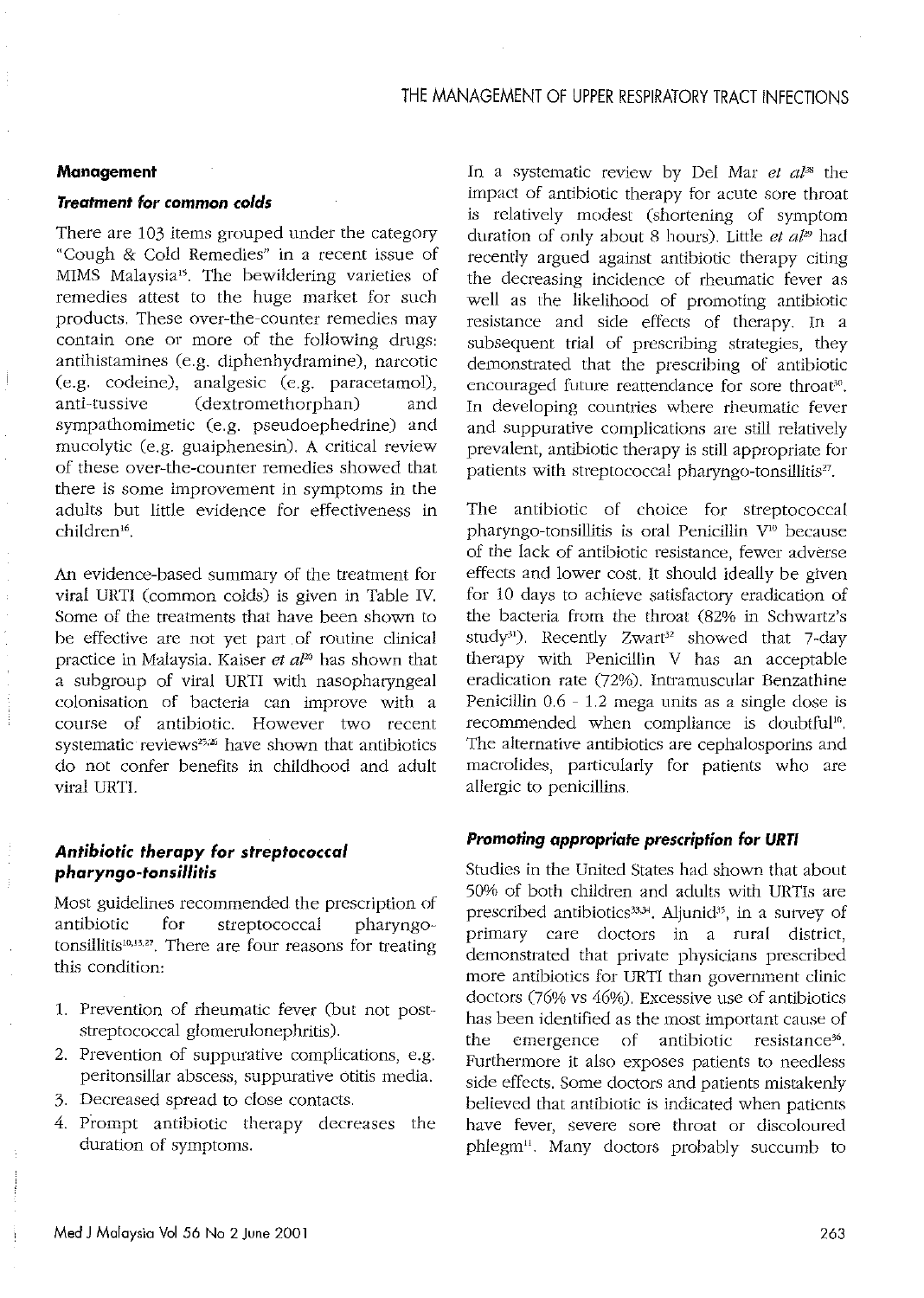## Management

### Treatment for common colds

There are 103 items grouped under the category "Cough & Cold Remedies" in a recent issue of MIMS Malaysia[15]. The bewildering varieties of remedies attest to the huge market for such products. These over-the-counter remedies may contain one or more of the following drugs: antihistamines (e.g. diphenhydramine), narcotic (e.g. codeine), analgesic (e.g. paracetamol), anti-tussive (dextromethorphan) and sympathomimetic (e.g. pseudoephedrine) and mucolytic (e.g. guaiphenesin). A critical review of these over-the-counter remedies showed that there is some improvement in symptoms in the adults but little evidence for effectiveness in children[16].

An evidence-based summary of the treatment for viral URTI (common colds) is given in Table IV. Some of the treatments that have been shown to be effective are not yet part of routine clinical practice in Malaysia. Kaiser *et al*[20] has shown that a subgroup of viral URTI with nasopharyngeal colonisation of bacteria can improve with a course of antibiotic. However two recent systematic reviews[25,26] have shown that antibiotics do not confer benefits in childhood and adult viral URTI.

### Antibiotic therapy for streptococcal pharyngo-tonsillitis

Most guidelines recommended the prescription of antibiotic for streptococcal pharyngo-tonsillitis[10,13,27]. There are four reasons for treating this condition:

1. Prevention of rheumatic fever (but not post-streptococcal glomerulonephritis).
2. Prevention of suppurative complications, e.g. peritonsillar abscess, suppurative otitis media.
3. Decreased spread to close contacts.
4. Prompt antibiotic therapy decreases the duration of symptoms.

In a systematic review by Del Mar *et al*[28] the impact of antibiotic therapy for acute sore throat is relatively modest (shortening of symptom duration of only about 8 hours). Little *et al*[29] had recently argued against antibiotic therapy citing the decreasing incidence of rheumatic fever as well as the likelihood of promoting antibiotic resistance and side effects of therapy. In a subsequent trial of prescribing strategies, they demonstrated that the prescribing of antibiotic encouraged future reattendance for sore throat[30]. In developing countries where rheumatic fever and suppurative complications are still relatively prevalent, antibiotic therapy is still appropriate for patients with streptococcal pharyngo-tonsillitis[27].

The antibiotic of choice for streptococcal pharyngo-tonsillitis is oral Penicillin V[10] because of the lack of antibiotic resistance, fewer adverse effects and lower cost. It should ideally be given for 10 days to achieve satisfactory eradication of the bacteria from the throat (82% in Schwartz's study[31]). Recently Zwart[32] showed that 7-day therapy with Penicillin V has an acceptable eradication rate (72%). Intramuscular Benzathine Penicillin 0.6 - 1.2 mega units as a single dose is recommended when compliance is doubtful[10]. The alternative antibiotics are cephalosporins and macrolides, particularly for patients who are allergic to penicillins.

### Promoting appropriate prescription for URTI

Studies in the United States had shown that about 50% of both children and adults with URTIs are prescribed antibiotics[33,34]. Aljunid[35], in a survey of primary care doctors in a rural district, demonstrated that private physicians prescribed more antibiotics for URTI than government clinic doctors (76% vs 46%). Excessive use of antibiotics has been identified as the most important cause of the emergence of antibiotic resistance[36]. Furthermore it also exposes patients to needless side effects. Some doctors and patients mistakenly believed that antibiotic is indicated when patients have fever, severe sore throat or discoloured phlegm[11]. Many doctors probably succumb to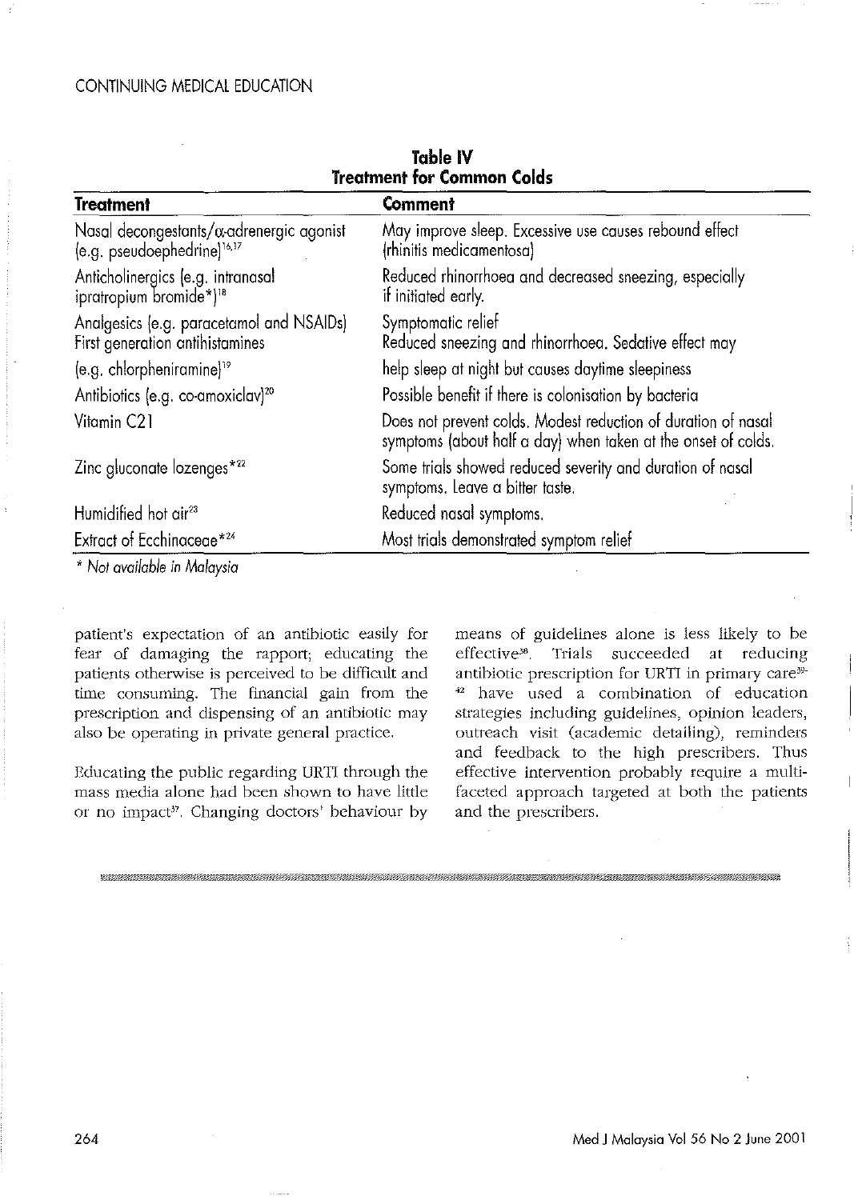**Table IV**
**Treatment for Common Colds**

| Treatment | Comment |
|---|---|
| Nasal decongestants/$\alpha$-adrenergic agonist (e.g. pseudoephedrine)[16,17] | May improve sleep. Excessive use causes rebound effect (rhinitis medicamentosa) |
| Anticholinergics (e.g. intranasal ipratropium bromide*)[18] | Reduced rhinorrhoea and decreased sneezing, especially if initiated early. |
| Analgesics (e.g. paracetamol and NSAIDs) | Symptomatic relief |
| First generation antihistamines (e.g. chlorpheniramine)[19] | Reduced sneezing and rhinorrhoea. Sedative effect may help sleep at night but causes daytime sleepiness |
| Antibiotics (e.g. co-amoxiclav)[20] | Possible benefit if there is colonisation by bacteria |
| Vitamin C21 | Does not prevent colds. Modest reduction of duration of nasal symptoms (about half a day) when taken at the onset of colds. |
| Zinc gluconate lozenges*[22] | Some trials showed reduced severity and duration of nasal symptoms. Leave a bitter taste. |
| Humidified hot air[23] | Reduced nasal symptoms. |
| Extract of Ecchinaceae*[24] | Most trials demonstrated symptom relief |

*\* Not available in Malaysia*

patient's expectation of an antibiotic easily for fear of damaging the rapport; educating the patients otherwise is perceived to be difficult and time consuming. The financial gain from the prescription and dispensing of an antibiotic may also be operating in private general practice.

Educating the public regarding URTI through the mass media alone had been shown to have little or no impact[37]. Changing doctors' behaviour by means of guidelines alone is less likely to be effective[38]. Trials succeeded at reducing antibiotic prescription for URTI in primary care[39-42] have used a combination of education strategies including guidelines, opinion leaders, outreach visit (academic detailing), reminders and feedback to the high prescribers. Thus effective intervention probably require a multi-faceted approach targeted at both the patients and the prescribers.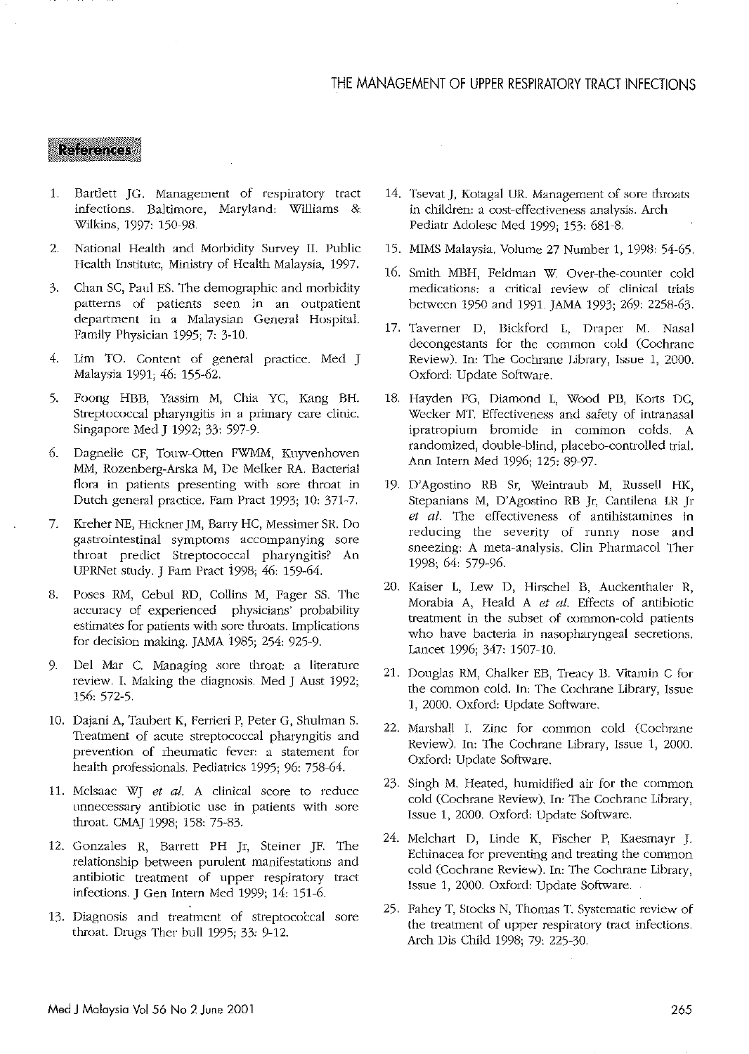## References

1. Bartlett JG. Management of respiratory tract infections. Baltimore, Maryland: Williams & Wilkins, 1997: 150-98.
2. National Health and Morbidity Survey II. Public Health Institute, Ministry of Health Malaysia, 1997.
3. Chan SC, Paul ES. The demographic and morbidity patterns of patients seen in an outpatient department in a Malaysian General Hospital. Family Physician 1995; 7: 3-10.
4. Lim TO. Content of general practice. Med J Malaysia 1991; 46: 155-62.
5. Foong HBB, Yassim M, Chia YC, Kang BH. Streptococcal pharyngitis in a primary care clinic. Singapore Med J 1992; 33: 597-9.
6. Dagnelie CF, Touw-Otten FWMM, Kuyvenhoven MM, Rozenberg-Arska M, De Melker RA. Bacterial flora in patients presenting with sore throat in Dutch general practice. Fam Pract 1993; 10: 371-7.
7. Kreher NE, Hickner JM, Barry HC, Messimer SR. Do gastrointestinal symptoms accompanying sore throat predict Streptococcal pharyngitis? An UPRNet study. J Fam Pract 1998; 46: 159-64.
8. Poses RM, Cebul RD, Collins M, Fager SS. The accuracy of experienced physicians' probability estimates for patients with sore throats. Implications for decision making. JAMA 1985; 254: 925-9.
9. Del Mar C. Managing sore throat: a literature review. I. Making the diagnosis. Med J Aust 1992; 156: 572-5.
10. Dajani A, Taubert K, Ferrieri P, Peter G, Shulman S. Treatment of acute streptococcal pharyngitis and prevention of rheumatic fever: a statement for health professionals. Pediatrics 1995; 96: 758-64.
11. McIsaac WJ *et al.* A clinical score to reduce unnecessary antibiotic use in patients with sore throat. CMAJ 1998; 158: 75-83.
12. Gonzales R, Barrett PH Jr, Steiner JF. The relationship between purulent manifestations and antibiotic treatment of upper respiratory tract infections. J Gen Intern Med 1999; 14: 151-6.
13. Diagnosis and treatment of streptococcal sore throat. Drugs Ther bull 1995; 33: 9-12.
14. Tsevat J, Kotagal UR. Management of sore throats in children: a cost-effectiveness analysis. Arch Pediatr Adolesc Med 1999; 153: 681-8.
15. MIMS Malaysia. Volume 27 Number 1, 1998: 54-65.
16. Smith MBH, Feldman W. Over-the-counter cold medications: a critical review of clinical trials between 1950 and 1991. JAMA 1993; 269: 2258-63.
17. Taverner D, Bickford L, Draper M. Nasal decongestants for the common cold (Cochrane Review). In: The Cochrane Library, Issue 1, 2000. Oxford: Update Software.
18. Hayden FG, Diamond L, Wood PB, Korts DC, Wecker MT. Effectiveness and safety of intranasal ipratropium bromide in common colds. A randomized, double-blind, placebo-controlled trial. Ann Intern Med 1996; 125: 89-97.
19. D'Agostino RB Sr, Weintraub M, Russell HK, Stepanians M, D'Agostino RB Jr, Cantilena LR Jr *et al.* The effectiveness of antihistamines in reducing the severity of runny nose and sneezing: A meta-analysis. Clin Pharmacol Ther 1998; 64: 579-96.
20. Kaiser L, Lew D, Hirschel B, Auckenthaler R, Morabia A, Heald A *et al.* Effects of antibiotic treatment in the subset of common-cold patients who have bacteria in nasopharyngeal secretions. Lancet 1996; 347: 1507-10.
21. Douglas RM, Chalker EB, Treacy B. Vitamin C for the common cold. In: The Cochrane Library, Issue 1, 2000. Oxford: Update Software.
22. Marshall I. Zinc for common cold (Cochrane Review). In: The Cochrane Library, Issue 1, 2000. Oxford: Update Software.
23. Singh M. Heated, humidified air for the common cold (Cochrane Review). In: The Cochrane Library, Issue 1, 2000. Oxford: Update Software.
24. Melchart D, Linde K, Fischer P, Kaesmayr J. Echinacea for preventing and treating the common cold (Cochrane Review). In: The Cochrane Library, Issue 1, 2000. Oxford: Update Software.
25. Fahey T, Stocks N, Thomas T. Systematic review of the treatment of upper respiratory tract infections. Arch Dis Child 1998; 79: 225-30.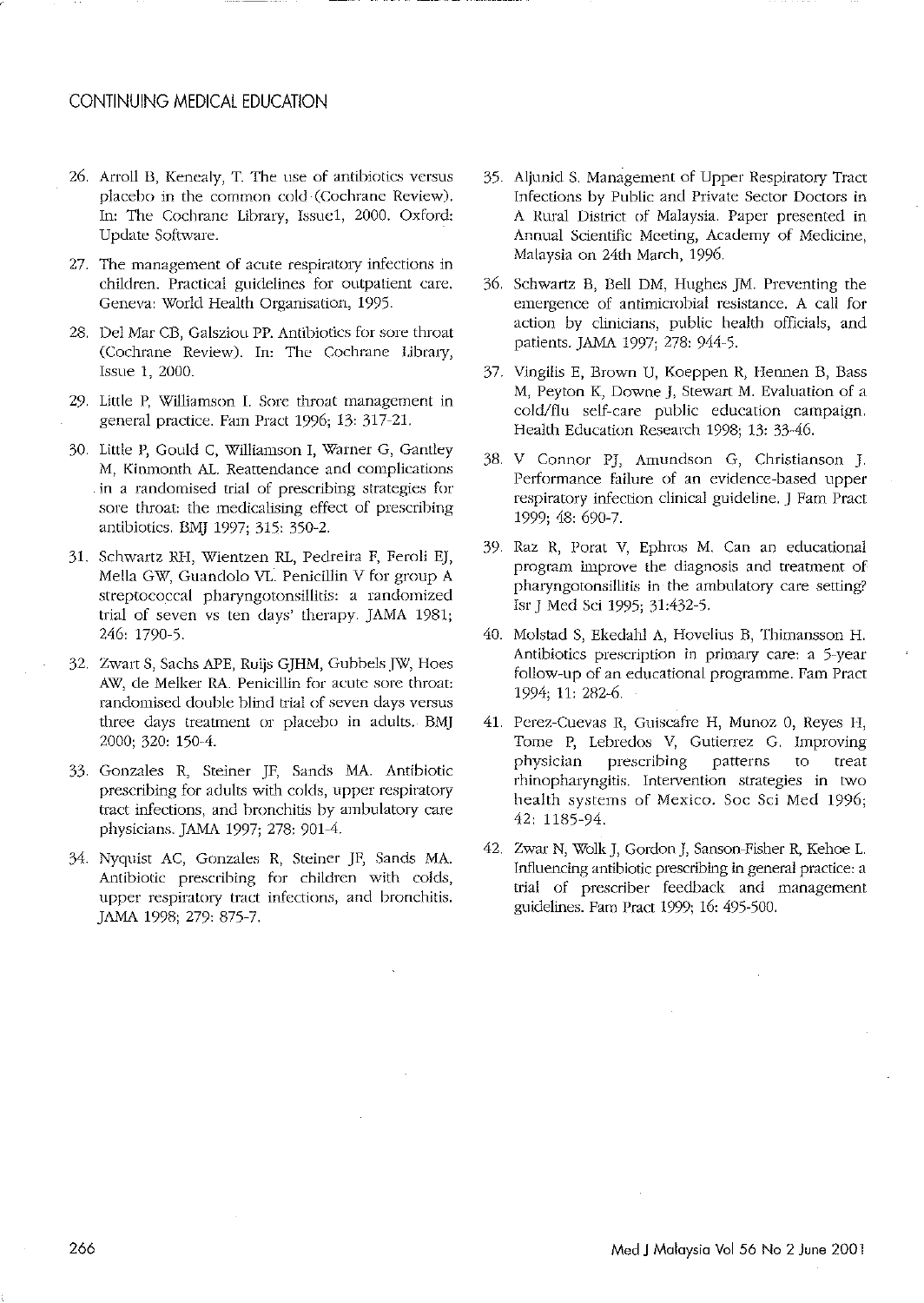26. Arroll B, Kenealy, T. The use of antibiotics versus placebo in the common cold (Cochrane Review). In: The Cochrane Library, Issue1, 2000. Oxford: Update Software.
27. The management of acute respiratory infections in children. Practical guidelines for outpatient care. Geneva: World Health Organisation, 1995.
28. Del Mar CB, Galsziou PP. Antibiotics for sore throat (Cochrane Review). In: The Cochrane Library, Issue 1, 2000.
29. Little P, Williamson I. Sore throat management in general practice. Fam Pract 1996; 13: 317-21.
30. Little P, Gould C, Williamson I, Warner G, Gantley M, Kinmonth AL. Reattendance and complications in a randomised trial of prescribing strategies for sore throat: the medicalising effect of prescribing antibiotics. BMJ 1997; 315: 350-2.
31. Schwartz RH, Wientzen RL, Pedreira F, Feroli EJ, Mella GW, Guandolo VL. Penicillin V for group A streptococcal pharyngotonsillitis: a randomized trial of seven vs ten days' therapy. JAMA 1981; 246: 1790-5.
32. Zwart S, Sachs APE, Ruijs GJHM, Gubbels JW, Hoes AW, de Melker RA. Penicillin for acute sore throat: randomised double blind trial of seven days versus three days treatment or placebo in adults. BMJ 2000; 320: 150-4.
33. Gonzales R, Steiner JF, Sands MA. Antibiotic prescribing for adults with colds, upper respiratory tract infections, and bronchitis by ambulatory care physicians. JAMA 1997; 278: 901-4.
34. Nyquist AC, Gonzales R, Steiner JF, Sands MA. Antibiotic prescribing for children with colds, upper respiratory tract infections, and bronchitis. JAMA 1998; 279: 875-7.
35. Aljunid S. Management of Upper Respiratory Tract Infections by Public and Private Sector Doctors in A Rural District of Malaysia. Paper presented in Annual Scientific Meeting, Academy of Medicine, Malaysia on 24th March, 1996.
36. Schwartz B, Bell DM, Hughes JM. Preventing the emergence of antimicrobial resistance. A call for action by clinicians, public health officials, and patients. JAMA 1997; 278: 944-5.
37. Vingilis E, Brown U, Koeppen R, Hennen B, Bass M, Peyton K, Downe J, Stewart M. Evaluation of a cold/flu self-care public education campaign. Health Education Research 1998; 13: 33-46.
38. V Connor PJ, Amundson G, Christianson J. Performance failure of an evidence-based upper respiratory infection clinical guideline. J Fam Pract 1999; 48: 690-7.
39. Raz R, Porat V, Ephros M. Can an educational program improve the diagnosis and treatment of pharyngotonsillitis in the ambulatory care setting? Isr J Med Sci 1995; 31:432-5.
40. Molstad S, Ekedahl A, Hovelius B, Thimansson H. Antibiotics prescription in primary care: a 5-year follow-up of an educational programme. Fam Pract 1994; 11: 282-6.
41. Perez-Cuevas R, Guiscafre H, Munoz 0, Reyes H, Tome P, Lebredos V, Gutierrez G. Improving physician prescribing patterns to treat rhinopharyngitis. Intervention strategies in two health systems of Mexico. Soc Sci Med 1996; 42: 1185-94.
42. Zwar N, Wolk J, Gordon J, Sanson-Fisher R, Kehoe L. Influencing antibiotic prescribing in general practice: a trial of prescriber feedback and management guidelines. Fam Pract 1999; 16: 495-500.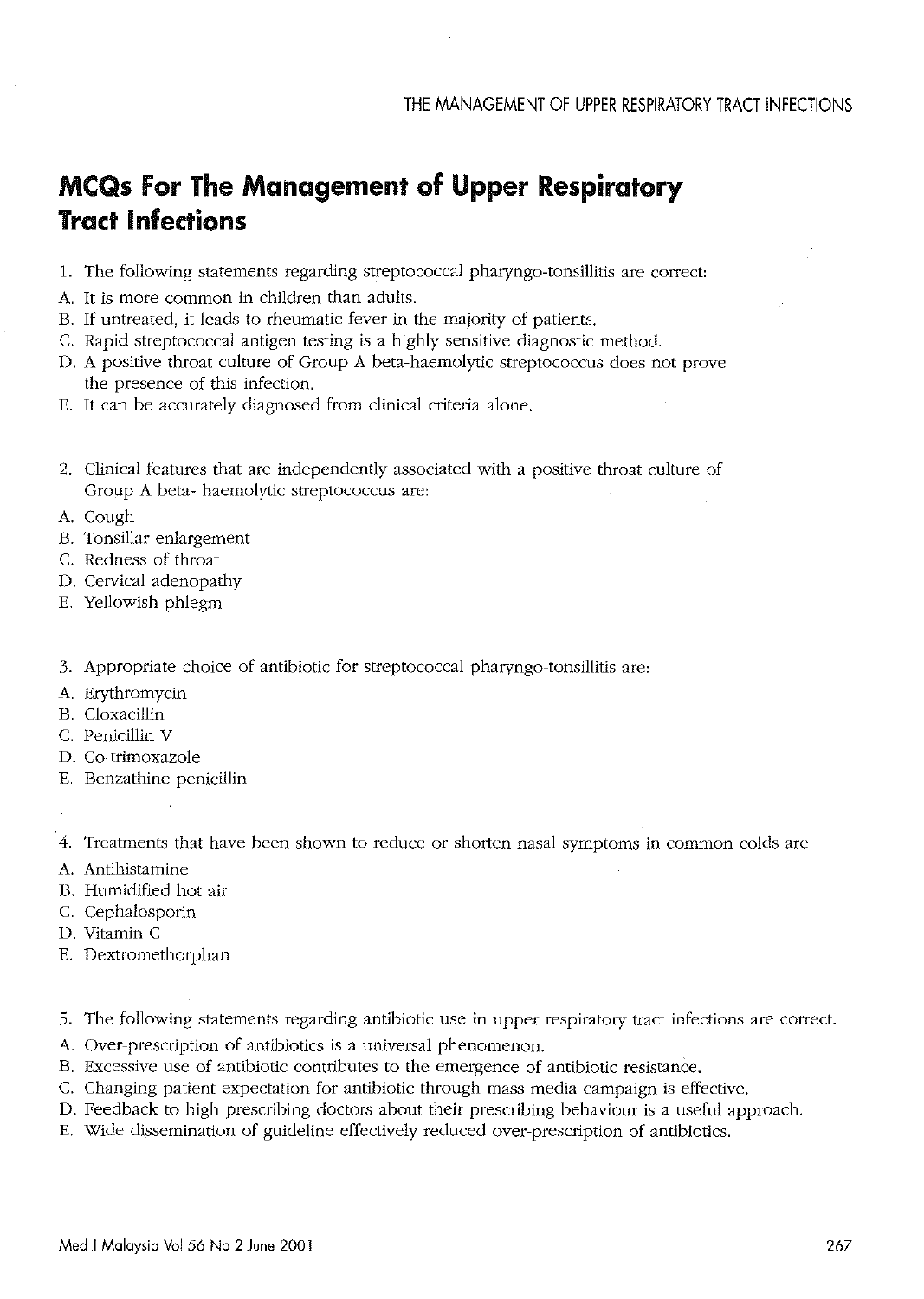# MCQs For The Management of Upper Respiratory Tract Infections

1. The following statements regarding streptococcal pharyngo-tonsillitis are correct:
   - A. It is more common in children than adults.
   - B. If untreated, it leads to rheumatic fever in the majority of patients.
   - C. Rapid streptococcal antigen testing is a highly sensitive diagnostic method.
   - D. A positive throat culture of Group A beta-haemolytic streptococcus does not prove the presence of this infection.
   - E. It can be accurately diagnosed from clinical criteria alone.

2. Clinical features that are independently associated with a positive throat culture of Group A beta- haemolytic streptococcus are:
   - A. Cough
   - B. Tonsillar enlargement
   - C. Redness of throat
   - D. Cervical adenopathy
   - E. Yellowish phlegm

3. Appropriate choice of antibiotic for streptococcal pharyngo-tonsillitis are:
   - A. Erythromycin
   - B. Cloxacillin
   - C. Penicillin V
   - D. Co-trimoxazole
   - E. Benzathine penicillin

4. Treatments that have been shown to reduce or shorten nasal symptoms in common colds are
   - A. Antihistamine
   - B. Humidified hot air
   - C. Cephalosporin
   - D. Vitamin C
   - E. Dextromethorphan

5. The following statements regarding antibiotic use in upper respiratory tract infections are correct.
   - A. Over-prescription of antibiotics is a universal phenomenon.
   - B. Excessive use of antibiotic contributes to the emergence of antibiotic resistance.
   - C. Changing patient expectation for antibiotic through mass media campaign is effective.
   - D. Feedback to high prescribing doctors about their prescribing behaviour is a useful approach.
   - E. Wide dissemination of guideline effectively reduced over-prescription of antibiotics.